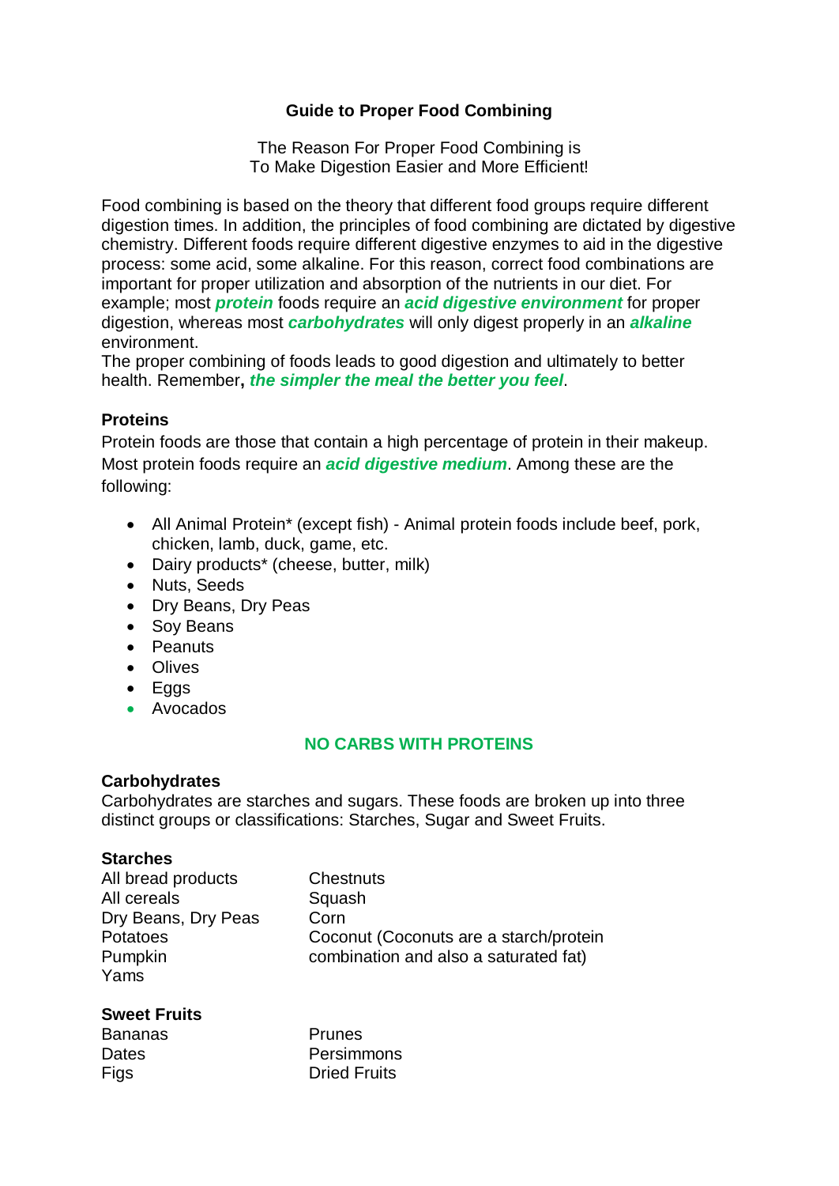# Guide to Proper Food Combining

The Reason For Proper Food Combining is
To Make Digestion Easier and More Efficient!

Food combining is based on the theory that different food groups require different digestion times. In addition, the principles of food combining are dictated by digestive chemistry. Different foods require different digestive enzymes to aid in the digestive process: some acid, some alkaline. For this reason, correct food combinations are important for proper utilization and absorption of the nutrients in our diet. For example; most ***protein*** foods require an ***acid digestive environment*** for proper digestion, whereas most ***carbohydrates*** will only digest properly in an ***alkaline*** environment.
The proper combining of foods leads to good digestion and ultimately to better health. Remember**,** ***the simpler the meal the better you feel***.

## Proteins

Protein foods are those that contain a high percentage of protein in their makeup. Most protein foods require an ***acid digestive medium***. Among these are the following:

- All Animal Protein* (except fish) - Animal protein foods include beef, pork, chicken, lamb, duck, game, etc.
- Dairy products* (cheese, butter, milk)
- Nuts, Seeds
- Dry Beans, Dry Peas
- Soy Beans
- Peanuts
- Olives
- Eggs
- Avocados

**NO CARBS WITH PROTEINS**

## Carbohydrates

Carbohydrates are starches and sugars. These foods are broken up into three distinct groups or classifications: Starches, Sugar and Sweet Fruits.

### Starches

All bread products
All cereals
Dry Beans, Dry Peas
Potatoes
Pumpkin
Yams
Chestnuts
Squash
Corn
Coconut (Coconuts are a starch/protein combination and also a saturated fat)

### Sweet Fruits

Bananas
Dates
Figs
Prunes
Persimmons
Dried Fruits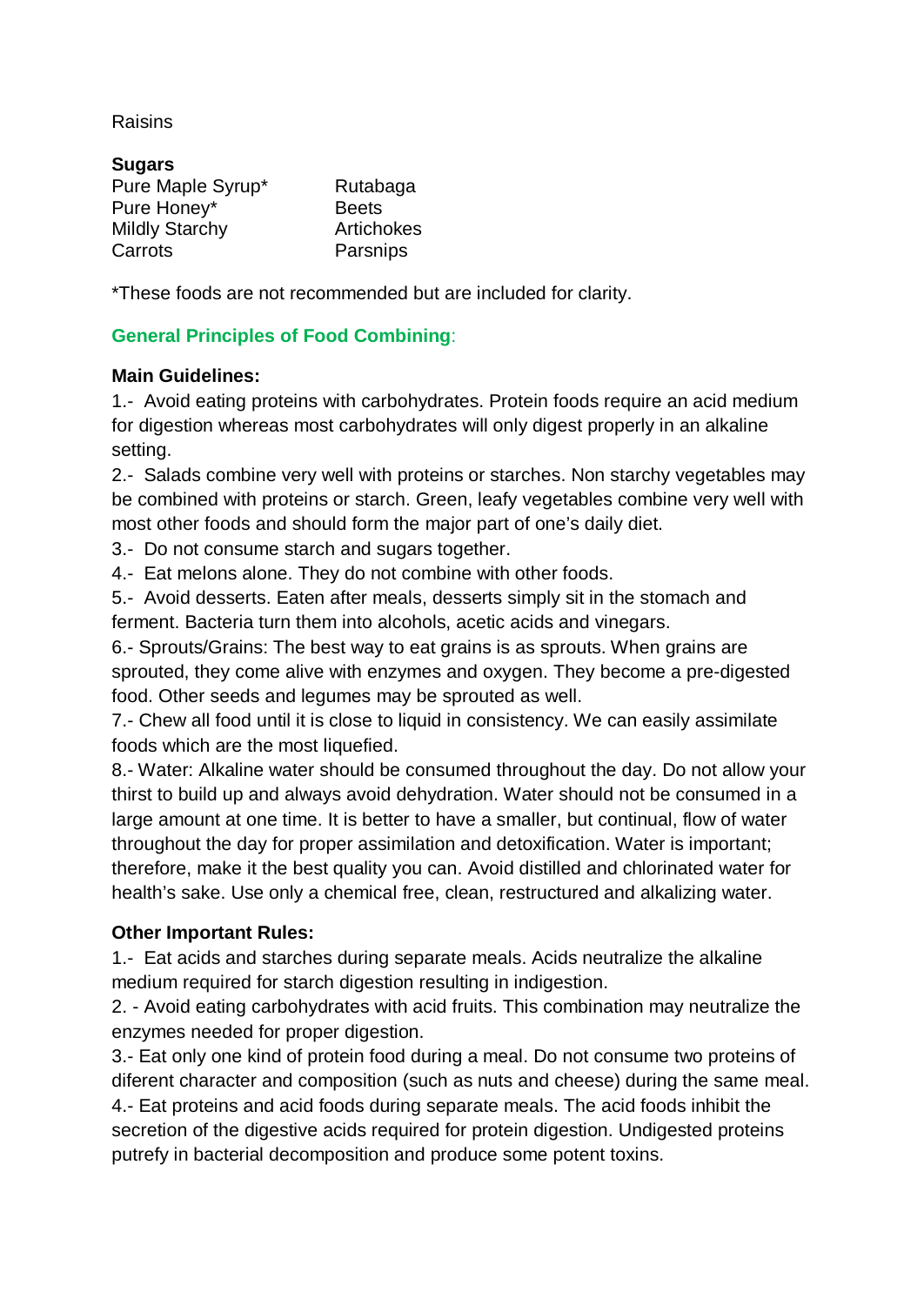Raisins

**Sugars**

| Pure Maple Syrup* | Rutabaga |
|---|---|
| Pure Honey* | Beets |
| Mildly Starchy | Artichokes |
| Carrots | Parsnips |

*These foods are not recommended but are included for clarity.

## General Principles of Food Combining:

**Main Guidelines:**

1.- Avoid eating proteins with carbohydrates. Protein foods require an acid medium for digestion whereas most carbohydrates will only digest properly in an alkaline setting.

2.- Salads combine very well with proteins or starches. Non starchy vegetables may be combined with proteins or starch. Green, leafy vegetables combine very well with most other foods and should form the major part of one's daily diet.

3.- Do not consume starch and sugars together.

4.- Eat melons alone. They do not combine with other foods.

5.- Avoid desserts. Eaten after meals, desserts simply sit in the stomach and ferment. Bacteria turn them into alcohols, acetic acids and vinegars.

6.- Sprouts/Grains: The best way to eat grains is as sprouts. When grains are sprouted, they come alive with enzymes and oxygen. They become a pre-digested food. Other seeds and legumes may be sprouted as well.

7.- Chew all food until it is close to liquid in consistency. We can easily assimilate foods which are the most liquefied.

8.- Water: Alkaline water should be consumed throughout the day. Do not allow your thirst to build up and always avoid dehydration. Water should not be consumed in a large amount at one time. It is better to have a smaller, but continual, flow of water throughout the day for proper assimilation and detoxification. Water is important; therefore, make it the best quality you can. Avoid distilled and chlorinated water for health's sake. Use only a chemical free, clean, restructured and alkalizing water.

**Other Important Rules:**

1.- Eat acids and starches during separate meals. Acids neutralize the alkaline medium required for starch digestion resulting in indigestion.

2. - Avoid eating carbohydrates with acid fruits. This combination may neutralize the enzymes needed for proper digestion.

3.- Eat only one kind of protein food during a meal. Do not consume two proteins of diferent character and composition (such as nuts and cheese) during the same meal.

4.- Eat proteins and acid foods during separate meals. The acid foods inhibit the secretion of the digestive acids required for protein digestion. Undigested proteins putrefy in bacterial decomposition and produce some potent toxins.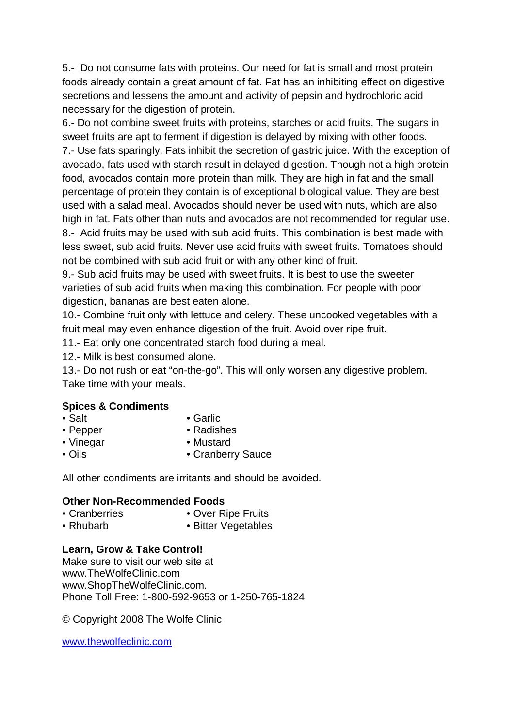5.- Do not consume fats with proteins. Our need for fat is small and most protein foods already contain a great amount of fat. Fat has an inhibiting effect on digestive secretions and lessens the amount and activity of pepsin and hydrochloric acid necessary for the digestion of protein.

6.- Do not combine sweet fruits with proteins, starches or acid fruits. The sugars in sweet fruits are apt to ferment if digestion is delayed by mixing with other foods.

7.- Use fats sparingly. Fats inhibit the secretion of gastric juice. With the exception of avocado, fats used with starch result in delayed digestion. Though not a high protein food, avocados contain more protein than milk. They are high in fat and the small percentage of protein they contain is of exceptional biological value. They are best used with a salad meal. Avocados should never be used with nuts, which are also high in fat. Fats other than nuts and avocados are not recommended for regular use.

8.- Acid fruits may be used with sub acid fruits. This combination is best made with less sweet, sub acid fruits. Never use acid fruits with sweet fruits. Tomatoes should not be combined with sub acid fruit or with any other kind of fruit.

9.- Sub acid fruits may be used with sweet fruits. It is best to use the sweeter varieties of sub acid fruits when making this combination. For people with poor digestion, bananas are best eaten alone.

10.- Combine fruit only with lettuce and celery. These uncooked vegetables with a fruit meal may even enhance digestion of the fruit. Avoid over ripe fruit.

11.- Eat only one concentrated starch food during a meal.

12.- Milk is best consumed alone.

13.- Do not rush or eat "on-the-go". This will only worsen any digestive problem. Take time with your meals.

**Spices & Condiments**

- Salt
- Pepper
- Vinegar
- Oils
- Garlic
- Radishes
- Mustard
- Cranberry Sauce

All other condiments are irritants and should be avoided.

**Other Non-Recommended Foods**

- Cranberries
- Rhubarb
- Over Ripe Fruits
- Bitter Vegetables

**Learn, Grow & Take Control!**

Make sure to visit our web site at
www.TheWolfeClinic.com
www.ShopTheWolfeClinic.com.
Phone Toll Free: 1-800-592-9653 or 1-250-765-1824

© Copyright 2008 The Wolfe Clinic

www.thewolfeclinic.com